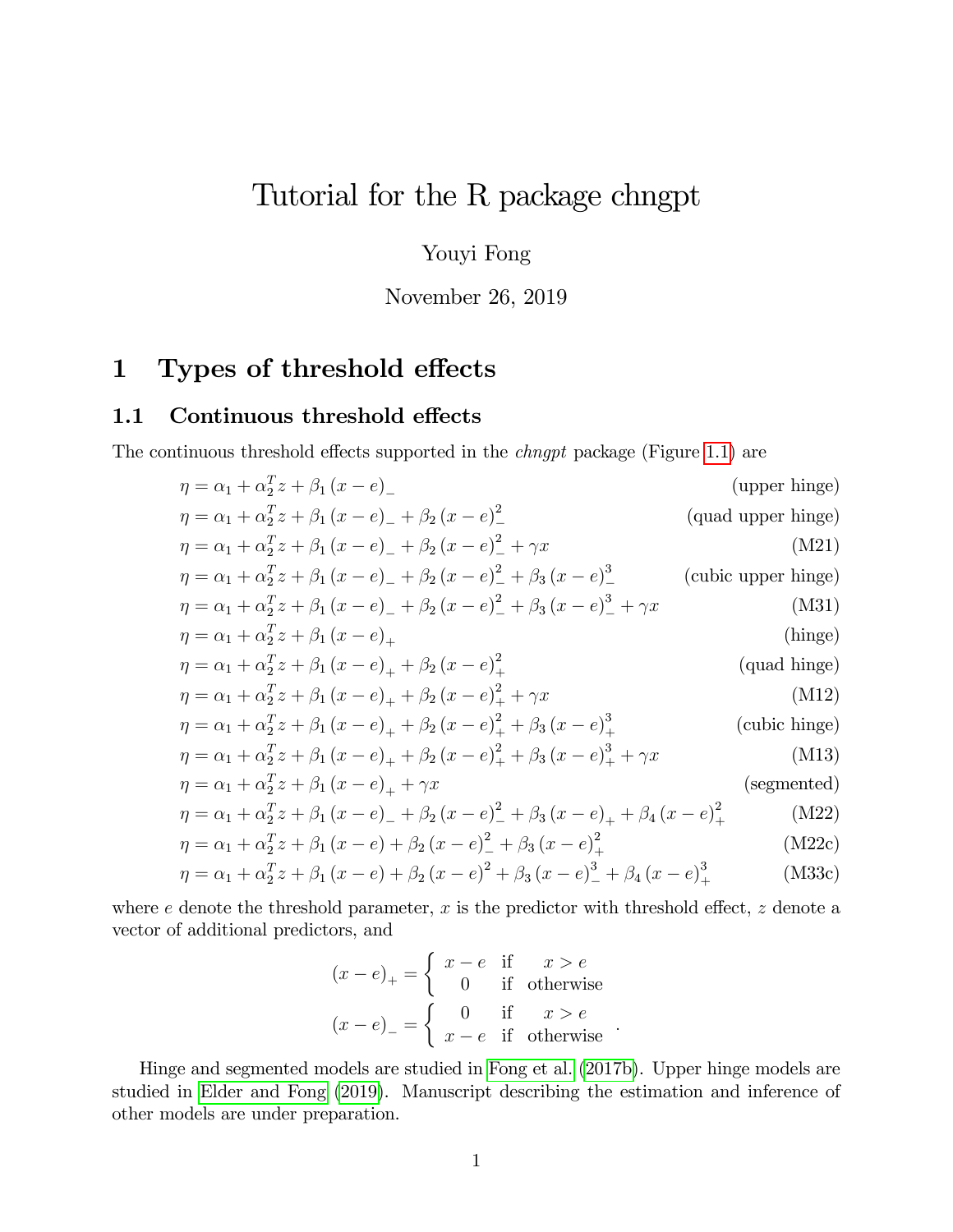# Tutorial for the R package chngpt

Youyi Fong

November 26, 2019

## 1 Types of threshold effects

### 1.1 Continuous threshold effects

The continuous threshold effects supported in the *chngpt* package (Figure 1.1) are

$$\eta = \alpha_1 + \alpha_2^T z + \beta_1 (x-e)_- \quad \text{(upper hinge)}$$

$$\eta = \alpha_1 + \alpha_2^T z + \beta_1 (x-e)_- + \beta_2 (x-e)_-^2 \quad \text{(quad upper hinge)}$$

$$\eta = \alpha_1 + \alpha_2^T z + \beta_1 (x-e)_- + \beta_2 (x-e)_-^2 + \gamma x \quad \text{(M21)}$$

$$\eta = \alpha_1 + \alpha_2^T z + \beta_1 (x-e)_- + \beta_2 (x-e)_-^2 + \beta_3 (x-e)_-^3 \quad \text{(cubic upper hinge)}$$

$$\eta = \alpha_1 + \alpha_2^T z + \beta_1 (x-e)_- + \beta_2 (x-e)_-^2 + \beta_3 (x-e)_-^3 + \gamma x \quad \text{(M31)}$$

$$\eta = \alpha_1 + \alpha_2^T z + \beta_1 (x-e)_+ \quad \text{(hinge)}$$

$$\eta = \alpha_1 + \alpha_2^T z + \beta_1 (x-e)_+ + \beta_2 (x-e)_+^2 \quad \text{(quad hinge)}$$

$$\eta = \alpha_1 + \alpha_2^T z + \beta_1 (x-e)_+ + \beta_2 (x-e)_+^2 + \gamma x \quad \text{(M12)}$$

$$\eta = \alpha_1 + \alpha_2^T z + \beta_1 (x-e)_+ + \beta_2 (x-e)_+^2 + \beta_3 (x-e)_+^3 \quad \text{(cubic hinge)}$$

$$\eta = \alpha_1 + \alpha_2^T z + \beta_1 (x-e)_+ + \beta_2 (x-e)_+^2 + \beta_3 (x-e)_+^3 + \gamma x \quad \text{(M13)}$$

$$\eta = \alpha_1 + \alpha_2^T z + \beta_1 (x-e)_+ + \gamma x \quad \text{(segmented)}$$

$$\eta = \alpha_1 + \alpha_2^T z + \beta_1 (x-e)_- + \beta_2 (x-e)_-^2 + \beta_3 (x-e)_+ + \beta_4 (x-e)_+^2 \quad \text{(M22)}$$

$$\eta = \alpha_1 + \alpha_2^T z + \beta_1 (x-e) + \beta_2 (x-e)_-^2 + \beta_3 (x-e)_+^2 \quad \text{(M22c)}$$

$$\eta = \alpha_1 + \alpha_2^T z + \beta_1 (x-e) + \beta_2 (x-e)^2 + \beta_3 (x-e)_-^3 + \beta_4 (x-e)_+^3 \quad \text{(M33c)}$$

where $e$ denote the threshold parameter, $x$ is the predictor with threshold effect, $z$ denote a vector of additional predictors, and

$$(x-e)_+ = \begin{cases} x-e & \text{if} \quad x > e \\ 0 & \text{if} \quad \text{otherwise} \end{cases}$$

$$(x-e)_- = \begin{cases} 0 & \text{if} \quad x > e \\ x-e & \text{if} \quad \text{otherwise} \end{cases}.$$

Hinge and segmented models are studied in Fong et al. (2017b). Upper hinge models are studied in Elder and Fong (2019). Manuscript describing the estimation and inference of other models are under preparation.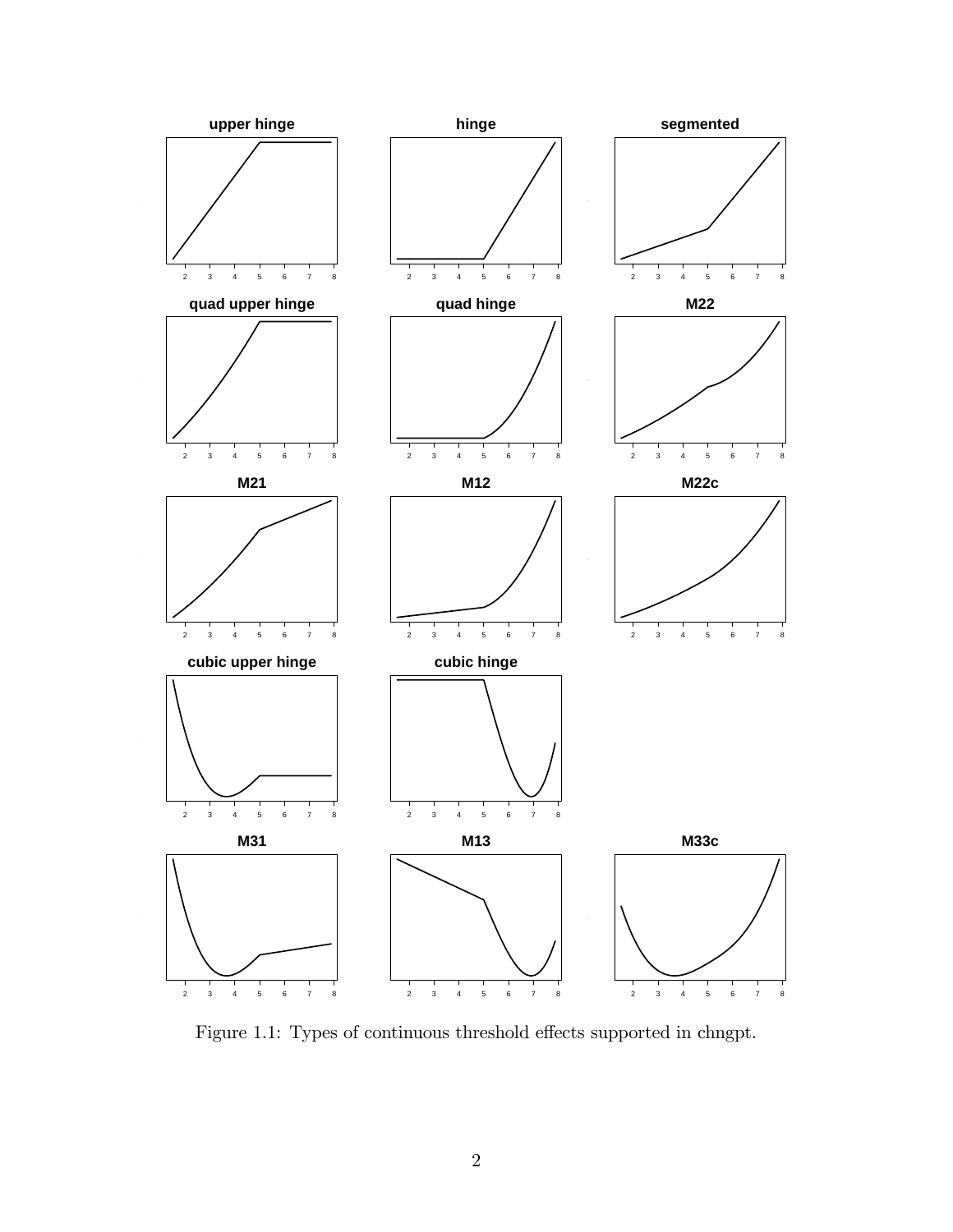Figure 1.1: Types of continuous threshold effects supported in chngpt.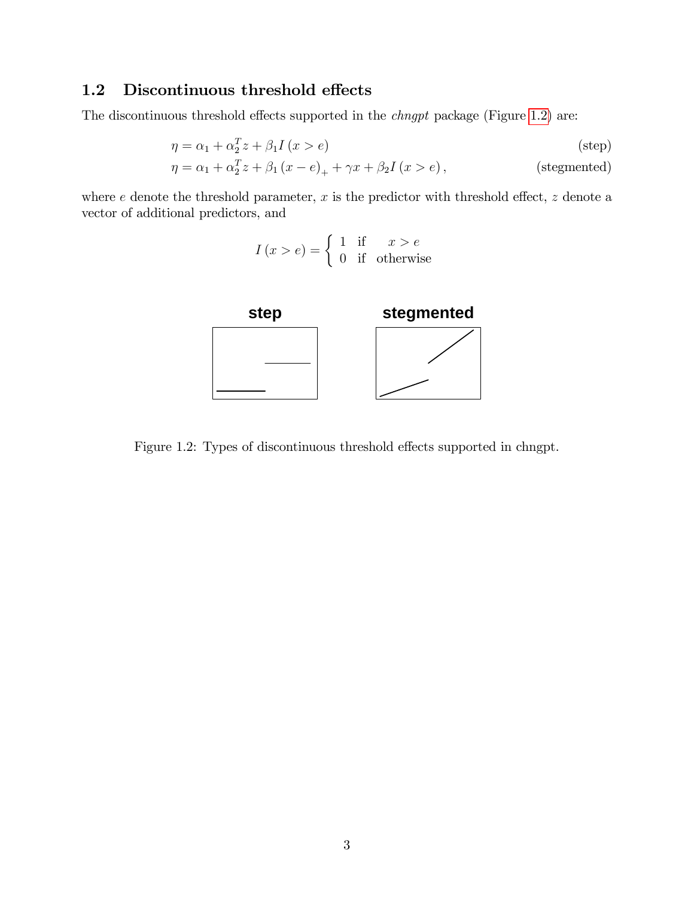## 1.2 Discontinuous threshold effects

The discontinuous threshold effects supported in the *chngpt* package (Figure 1.2) are:

$$\eta = \alpha_1 + \alpha_2^T z + \beta_1 I(x > e) \tag{step}$$

$$\eta = \alpha_1 + \alpha_2^T z + \beta_1 (x - e)_+ + \gamma x + \beta_2 I(x > e), \tag{stegmented}$$

where $e$ denote the threshold parameter, $x$ is the predictor with threshold effect, $z$ denote a vector of additional predictors, and

$$I(x > e) = \begin{cases} 1 & \text{if} \quad x > e \\ 0 & \text{if} \quad \text{otherwise} \end{cases}$$

Figure 1.2: Types of discontinuous threshold effects supported in chngpt.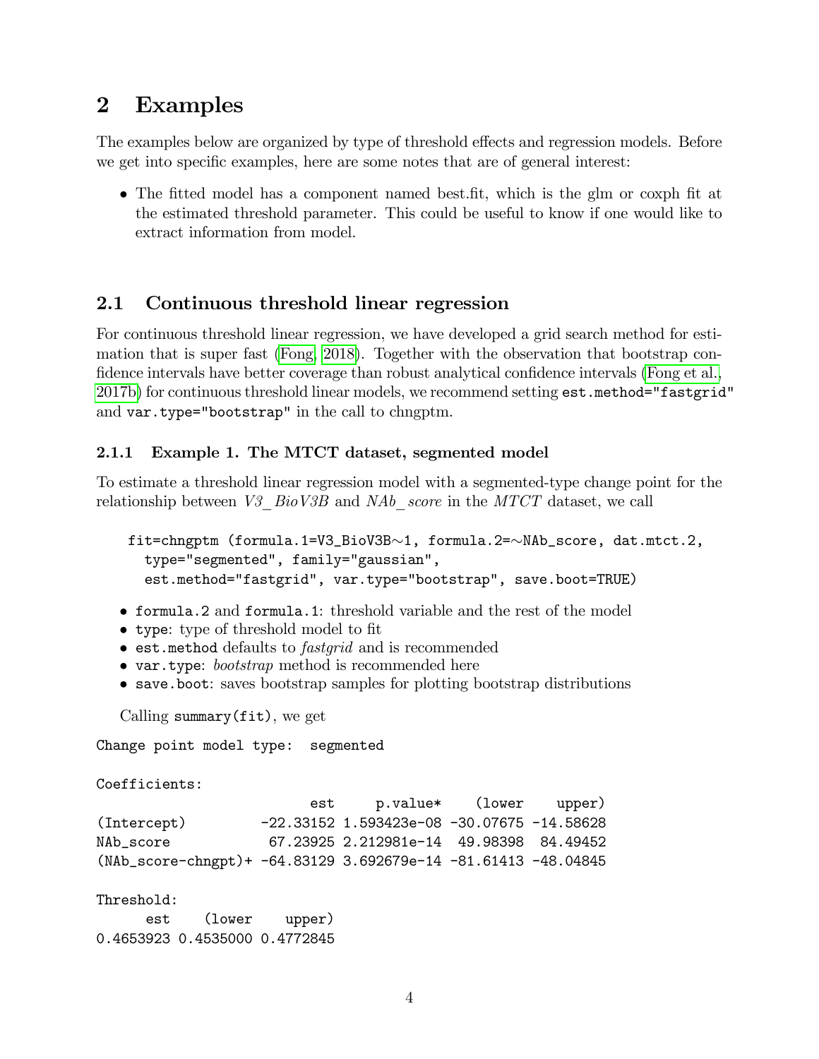# 2 Examples

The examples below are organized by type of threshold effects and regression models. Before we get into specific examples, here are some notes that are of general interest:

- The fitted model has a component named best.fit, which is the glm or coxph fit at the estimated threshold parameter. This could be useful to know if one would like to extract information from model.

## 2.1 Continuous threshold linear regression

For continuous threshold linear regression, we have developed a grid search method for estimation that is super fast (Fong, 2018). Together with the observation that bootstrap confidence intervals have better coverage than robust analytical confidence intervals (Fong et al., 2017b) for continuous threshold linear models, we recommend setting `est.method="fastgrid"` and `var.type="bootstrap"` in the call to chngptm.

### 2.1.1 Example 1. The MTCT dataset, segmented model

To estimate a threshold linear regression model with a segmented-type change point for the relationship between *V3_BioV3B* and *NAb_score* in the *MTCT* dataset, we call

```
fit=chngptm (formula.1=V3_BioV3B~1, formula.2=~NAb_score, dat.mtct.2,
  type="segmented", family="gaussian",
  est.method="fastgrid", var.type="bootstrap", save.boot=TRUE)
```

- `formula.2` and `formula.1`: threshold variable and the rest of the model
- `type`: type of threshold model to fit
- `est.method` defaults to *fastgrid* and is recommended
- `var.type`: *bootstrap* method is recommended here
- `save.boot`: saves bootstrap samples for plotting bootstrap distributions

Calling `summary(fit)`, we get

```
Change point model type:  segmented

Coefficients:
                          est     p.value*    (lower    upper)
(Intercept)         -22.33152 1.593423e-08 -30.07675 -14.58628
NAb_score            67.23925 2.212981e-14  49.98398  84.49452
(NAb_score-chngpt)+ -64.83129 3.692679e-14 -81.61413 -48.04845

Threshold:
      est    (lower    upper)
0.4653923 0.4535000 0.4772845
```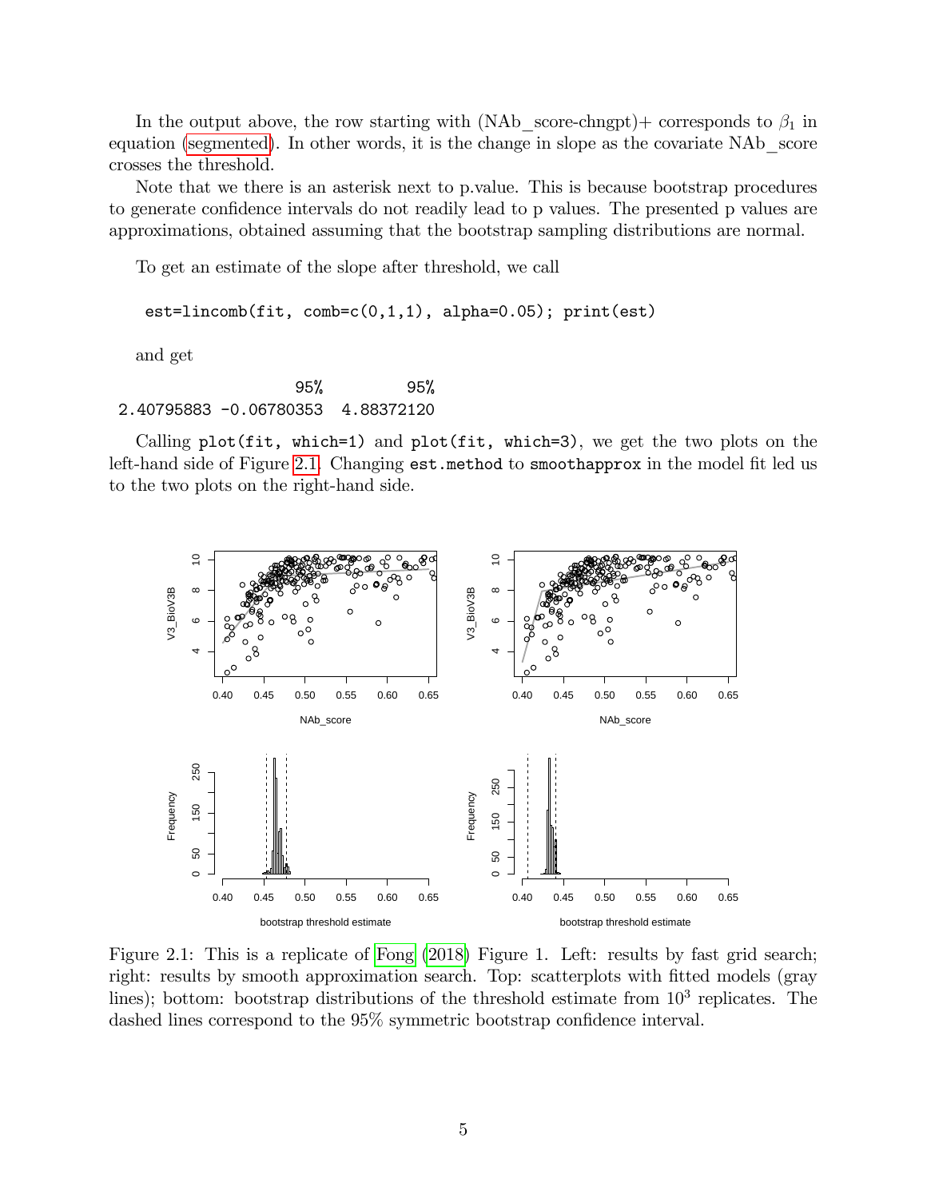In the output above, the row starting with (NAb_score-chngpt)+ corresponds to $\beta_1$ in equation (segmented). In other words, it is the change in slope as the covariate NAb_score crosses the threshold.

Note that we there is an asterisk next to p.value. This is because bootstrap procedures to generate confidence intervals do not readily lead to p values. The presented p values are approximations, obtained assuming that the bootstrap sampling distributions are normal.

To get an estimate of the slope after threshold, we call

```
est=lincomb(fit, comb=c(0,1,1), alpha=0.05); print(est)
```

and get

```
                    95%         95%
2.40795883 -0.06780353  4.88372120
```

Calling `plot(fit, which=1)` and `plot(fit, which=3)`, we get the two plots on the left-hand side of Figure 2.1. Changing `est.method` to `smoothapprox` in the model fit led us to the two plots on the right-hand side.

Figure 2.1: This is a replicate of Fong (2018) Figure 1. Left: results by fast grid search; right: results by smooth approximation search. Top: scatterplots with fitted models (gray lines); bottom: bootstrap distributions of the threshold estimate from $10^3$ replicates. The dashed lines correspond to the 95% symmetric bootstrap confidence interval.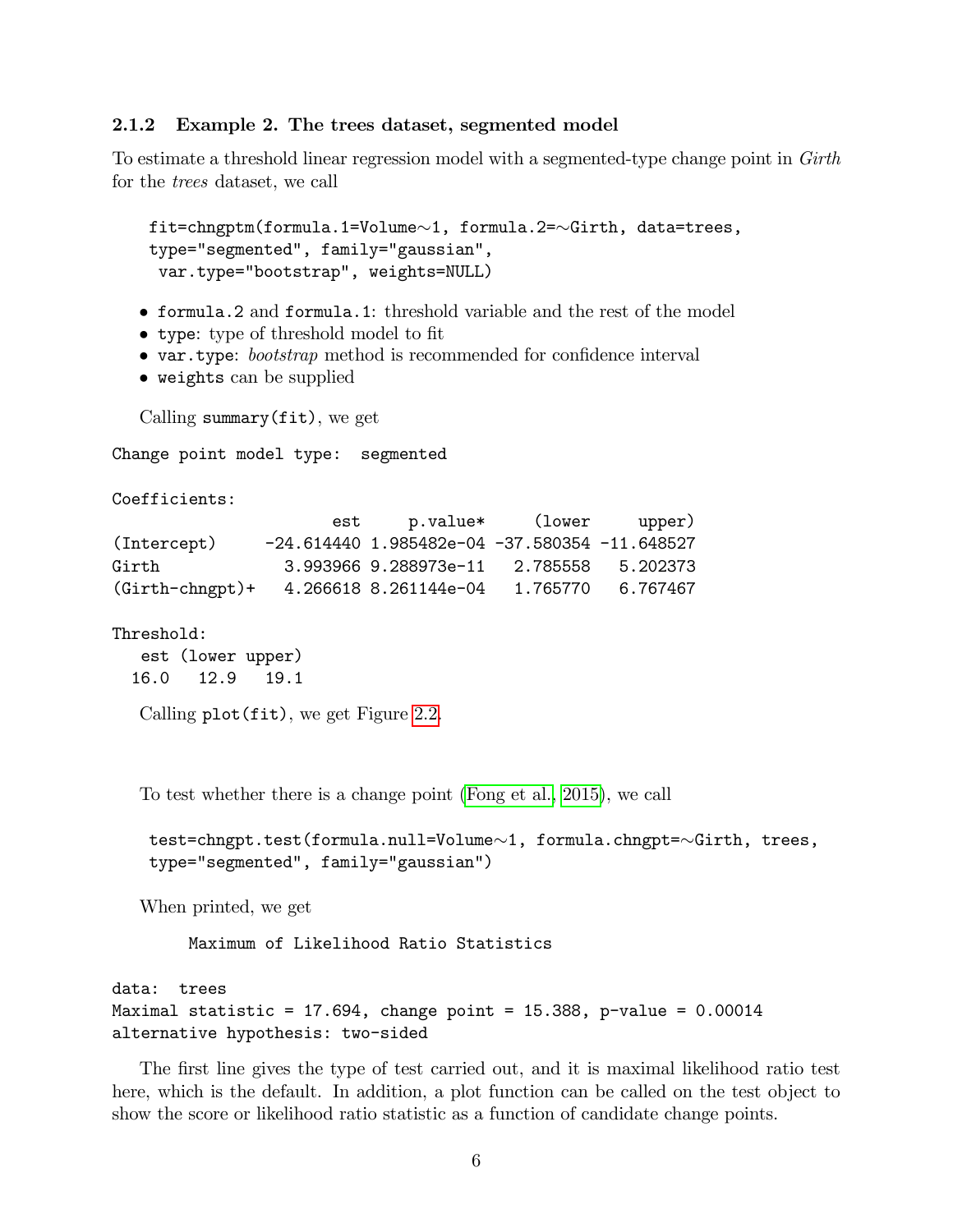### 2.1.2 Example 2. The trees dataset, segmented model

To estimate a threshold linear regression model with a segmented-type change point in *Girth* for the *trees* dataset, we call

```
fit=chngptm(formula.1=Volume~1, formula.2=~Girth, data=trees,
type="segmented", family="gaussian",
 var.type="bootstrap", weights=NULL)
```

- `formula.2` and `formula.1`: threshold variable and the rest of the model
- `type`: type of threshold model to fit
- `var.type`: *bootstrap* method is recommended for confidence interval
- `weights` can be supplied

Calling `summary(fit)`, we get

```
Change point model type:  segmented

Coefficients:
                      est     p.value*     (lower     upper)
(Intercept)     -24.614440 1.985482e-04 -37.580354 -11.648527
Girth             3.993966 9.288973e-11   2.785558   5.202373
(Girth-chngpt)+   4.266618 8.261144e-04   1.765770   6.767467

Threshold:
   est (lower upper)
  16.0   12.9   19.1
```

Calling `plot(fit)`, we get Figure 2.2.

To test whether there is a change point (Fong et al., 2015), we call

```
test=chngpt.test(formula.null=Volume~1, formula.chngpt=~Girth, trees,
type="segmented", family="gaussian")
```

When printed, we get

```
        Maximum of Likelihood Ratio Statistics

data:  trees
Maximal statistic = 17.694, change point = 15.388, p-value = 0.00014
alternative hypothesis: two-sided
```

The first line gives the type of test carried out, and it is maximal likelihood ratio test here, which is the default. In addition, a plot function can be called on the test object to show the score or likelihood ratio statistic as a function of candidate change points.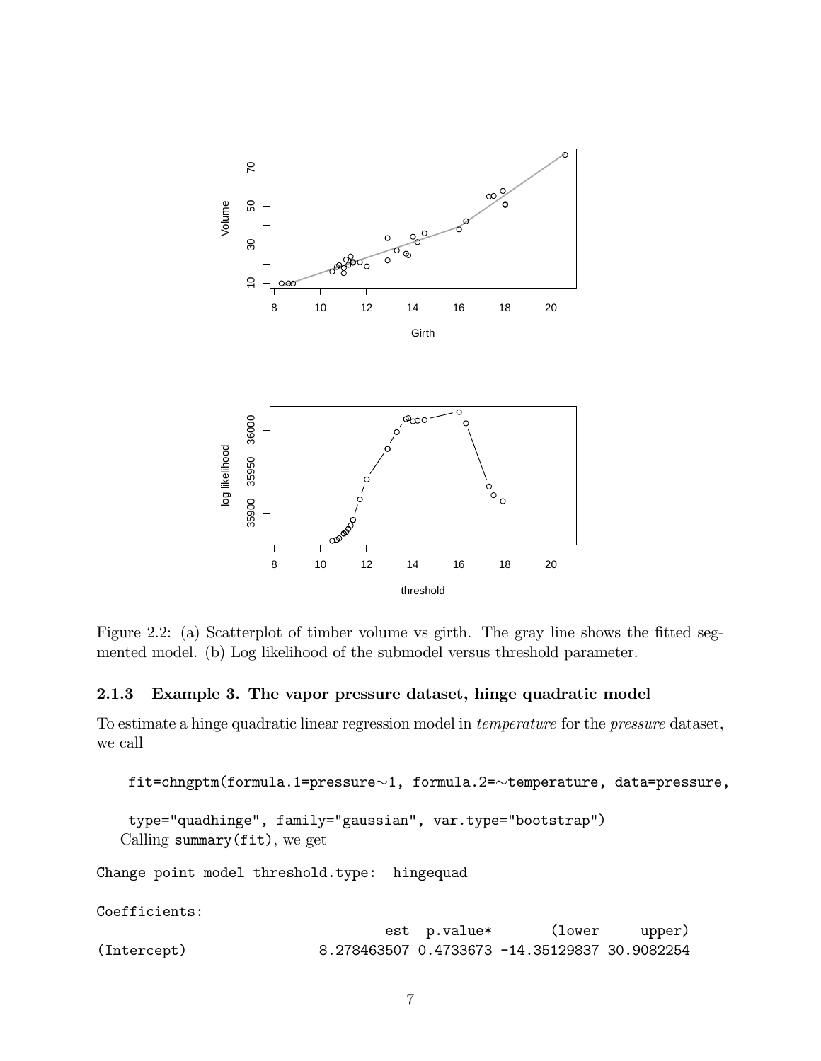Figure 2.2: (a) Scatterplot of timber volume vs girth. The gray line shows the fitted segmented model. (b) Log likelihood of the submodel versus threshold parameter.

### 2.1.3 Example 3. The vapor pressure dataset, hinge quadratic model

To estimate a hinge quadratic linear regression model in *temperature* for the *pressure* dataset, we call

```
fit=chngptm(formula.1=pressure~1, formula.2=~temperature, data=pressure,

type="quadhinge", family="gaussian", var.type="bootstrap")
```

Calling `summary(fit)`, we get

```
Change point model threshold.type:  hingequad

Coefficients:
                              est  p.value*       (lower     upper)
(Intercept)             8.278463507 0.4733673 -14.35129837 30.9082254
```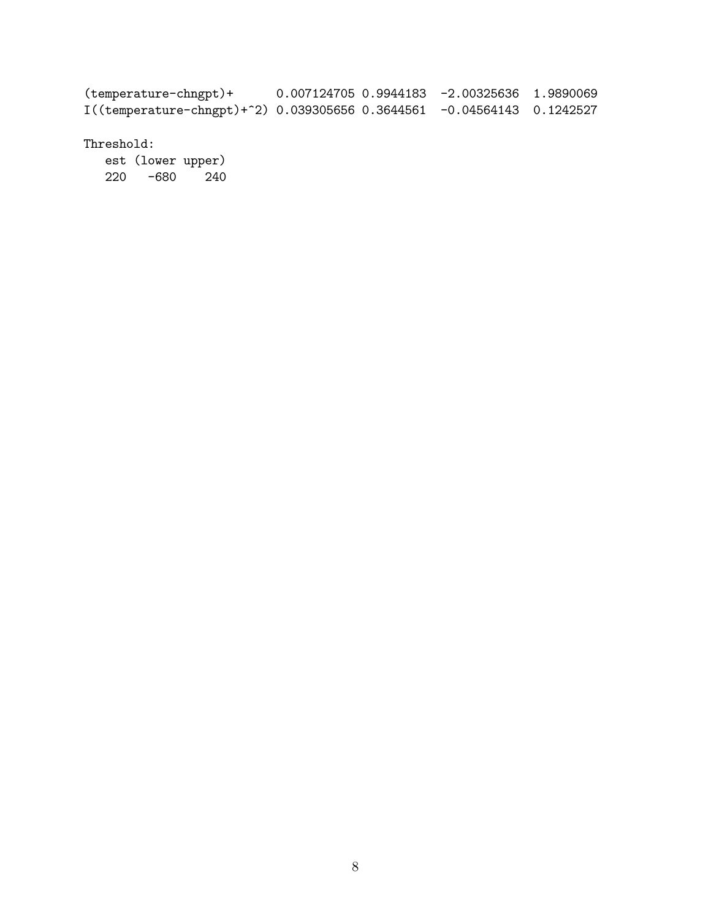```
(temperature-chngpt)+       0.007124705 0.9944183  -2.00325636  1.9890069
I((temperature-chngpt)+^2) 0.039305656 0.3644561  -0.04564143  0.1242527

Threshold:
   est (lower upper)
   220   -680    240
```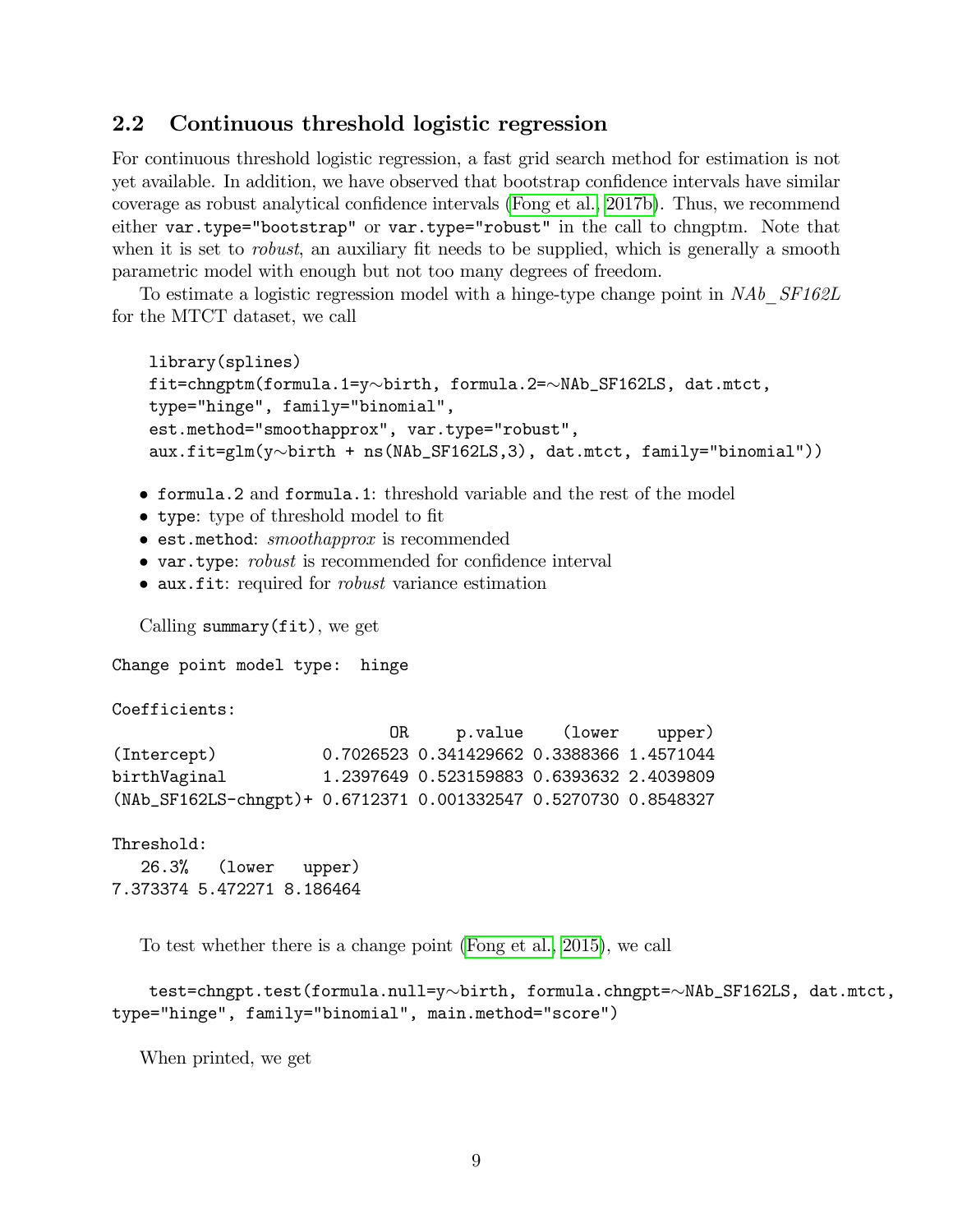## 2.2 Continuous threshold logistic regression

For continuous threshold logistic regression, a fast grid search method for estimation is not yet available. In addition, we have observed that bootstrap confidence intervals have similar coverage as robust analytical confidence intervals (Fong et al., 2017b). Thus, we recommend either `var.type="bootstrap"` or `var.type="robust"` in the call to chngptm. Note that when it is set to *robust*, an auxiliary fit needs to be supplied, which is generally a smooth parametric model with enough but not too many degrees of freedom.

To estimate a logistic regression model with a hinge-type change point in *NAb_SF162L* for the MTCT dataset, we call

```
library(splines)
fit=chngptm(formula.1=y~birth, formula.2=~NAb_SF162LS, dat.mtct,
type="hinge", family="binomial",
est.method="smoothapprox", var.type="robust",
aux.fit=glm(y~birth + ns(NAb_SF162LS,3), dat.mtct, family="binomial"))
```

- `formula.2` and `formula.1`: threshold variable and the rest of the model
- `type`: type of threshold model to fit
- `est.method`: *smoothapprox* is recommended
- `var.type`: *robust* is recommended for confidence interval
- `aux.fit`: required for *robust* variance estimation

Calling `summary(fit)`, we get

```
Change point model type:  hinge

Coefficients:
                             OR     p.value    (lower    upper)
(Intercept)           0.7026523 0.341429662 0.3388366 1.4571044
birthVaginal          1.2397649 0.523159883 0.6393632 2.4039809
(NAb_SF162LS-chngpt)+ 0.6712371 0.001332547 0.5270730 0.8548327

Threshold:
   26.3%   (lower   upper)
7.373374 5.472271 8.186464
```

To test whether there is a change point (Fong et al., 2015), we call

```
test=chngpt.test(formula.null=y~birth, formula.chngpt=~NAb_SF162LS, dat.mtct,
type="hinge", family="binomial", main.method="score")
```

When printed, we get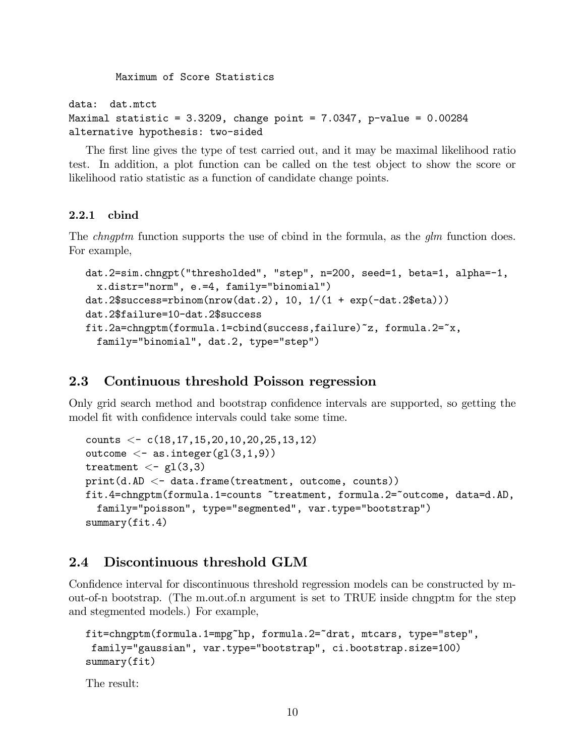```
        Maximum of Score Statistics

data:  dat.mtct
Maximal statistic = 3.3209, change point = 7.0347, p-value = 0.00284
alternative hypothesis: two-sided
```

The first line gives the type of test carried out, and it may be maximal likelihood ratio test. In addition, a plot function can be called on the test object to show the score or likelihood ratio statistic as a function of candidate change points.

### 2.2.1 cbind

The *chngptm* function supports the use of cbind in the formula, as the *glm* function does. For example,

```
dat.2=sim.chngpt("thresholded", "step", n=200, seed=1, beta=1, alpha=-1,
  x.distr="norm", e.=4, family="binomial")
dat.2$success=rbinom(nrow(dat.2), 10, 1/(1 + exp(-dat.2$eta)))
dat.2$failure=10-dat.2$success
fit.2a=chngptm(formula.1=cbind(success,failure)~z, formula.2=~x,
  family="binomial", dat.2, type="step")
```

## 2.3 Continuous threshold Poisson regression

Only grid search method and bootstrap confidence intervals are supported, so getting the model fit with confidence intervals could take some time.

```
counts <- c(18,17,15,20,10,20,25,13,12)
outcome <- as.integer(gl(3,1,9))
treatment <- gl(3,3)
print(d.AD <- data.frame(treatment, outcome, counts))
fit.4=chngptm(formula.1=counts ~treatment, formula.2=~outcome, data=d.AD,
  family="poisson", type="segmented", var.type="bootstrap")
summary(fit.4)
```

## 2.4 Discontinuous threshold GLM

Confidence interval for discontinuous threshold regression models can be constructed by m-out-of-n bootstrap. (The m.out.of.n argument is set to TRUE inside chngptm for the step and stegmented models.) For example,

```
fit=chngptm(formula.1=mpg~hp, formula.2=~drat, mtcars, type="step",
 family="gaussian", var.type="bootstrap", ci.bootstrap.size=100)
summary(fit)
```

The result: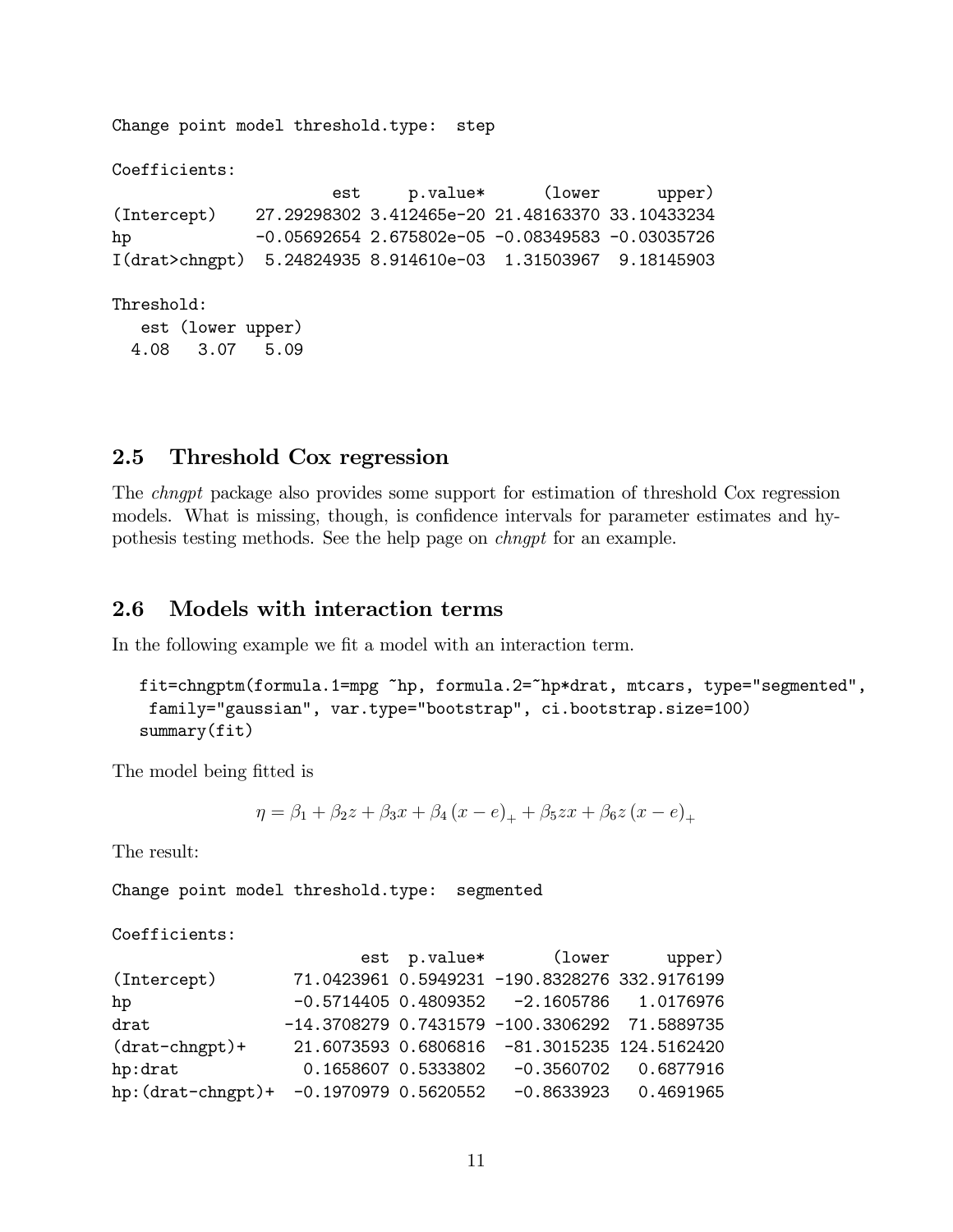```
Change point model threshold.type:  step

Coefficients:
                      est     p.value*      (lower      upper)
(Intercept)    27.29298302 3.412465e-20 21.48163370 33.10433234
hp             -0.05692654 2.675802e-05 -0.08349583 -0.03035726
I(drat>chngpt)  5.24824935 8.914610e-03  1.31503967  9.18145903

Threshold:
   est (lower upper)
  4.08   3.07   5.09
```

### 2.5 Threshold Cox regression

The *chngpt* package also provides some support for estimation of threshold Cox regression models. What is missing, though, is confidence intervals for parameter estimates and hypothesis testing methods. See the help page on *chngpt* for an example.

### 2.6 Models with interaction terms

In the following example we fit a model with an interaction term.

```
fit=chngptm(formula.1=mpg ~hp, formula.2=~hp*drat, mtcars, type="segmented",
 family="gaussian", var.type="bootstrap", ci.bootstrap.size=100)
summary(fit)
```

The model being fitted is

$$\eta = \beta_1 + \beta_2 z + \beta_3 x + \beta_4 (x - e)_+ + \beta_5 zx + \beta_6 z (x - e)_+$$

The result:

```
Change point model threshold.type:  segmented

Coefficients:
                         est  p.value*       (lower      upper)
(Intercept)       71.0423961 0.5949231 -190.8328276 332.9176199
hp                -0.5714405 0.4809352   -2.1605786   1.0176976
drat             -14.3708279 0.7431579 -100.3306292  71.5889735
(drat-chngpt)+    21.6073593 0.6806816  -81.3015235 124.5162420
hp:drat            0.1658607 0.5333802   -0.3560702   0.6877916
hp:(drat-chngpt)+ -0.1970979 0.5620552   -0.8633923   0.4691965
```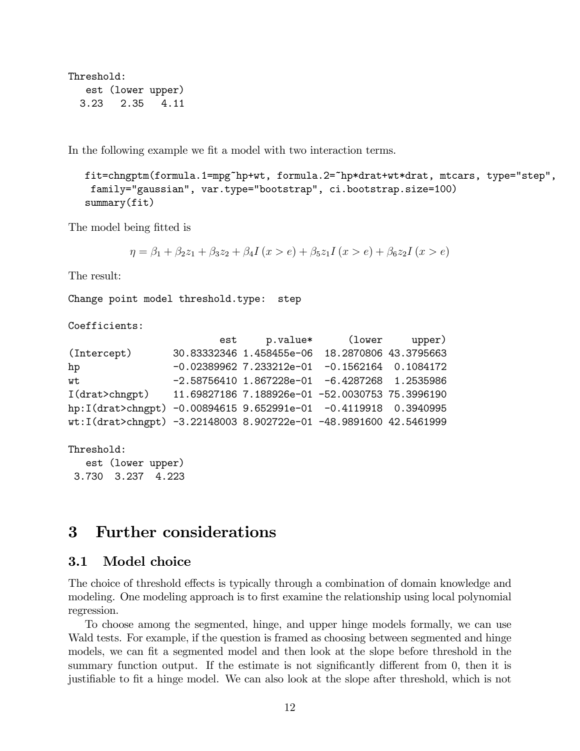```
Threshold:
   est (lower upper)
  3.23   2.35   4.11
```

In the following example we fit a model with two interaction terms.

```
fit=chngptm(formula.1=mpg~hp+wt, formula.2=~hp*drat+wt*drat, mtcars, type="step",
 family="gaussian", var.type="bootstrap", ci.bootstrap.size=100)
summary(fit)
```

The model being fitted is

$$\eta = \beta_1 + \beta_2 z_1 + \beta_3 z_2 + \beta_4 I(x > e) + \beta_5 z_1 I(x > e) + \beta_6 z_2 I(x > e)$$

The result:

```
Change point model threshold.type:  step

Coefficients:
                          est     p.value*       (lower      upper)
(Intercept)       30.83332346 1.458455e-06  18.2870806 43.3795663
hp                -0.02389962 7.233212e-01  -0.1562164  0.1084172
wt                -2.58756410 1.867228e-01  -6.4287268  1.2535986
I(drat>chngpt)    11.69827186 7.188926e-01 -52.0030753 75.3996190
hp:I(drat>chngpt) -0.00894615 9.652991e-01  -0.4119918  0.3940995
wt:I(drat>chngpt) -3.22148003 8.902722e-01 -48.9891600 42.5461999

Threshold:
   est (lower upper)
 3.730  3.237  4.223
```

# 3 Further considerations

## 3.1 Model choice

The choice of threshold effects is typically through a combination of domain knowledge and modeling. One modeling approach is to first examine the relationship using local polynomial regression.

To choose among the segmented, hinge, and upper hinge models formally, we can use Wald tests. For example, if the question is framed as choosing between segmented and hinge models, we can fit a segmented model and then look at the slope before threshold in the summary function output. If the estimate is not significantly different from 0, then it is justifiable to fit a hinge model. We can also look at the slope after threshold, which is not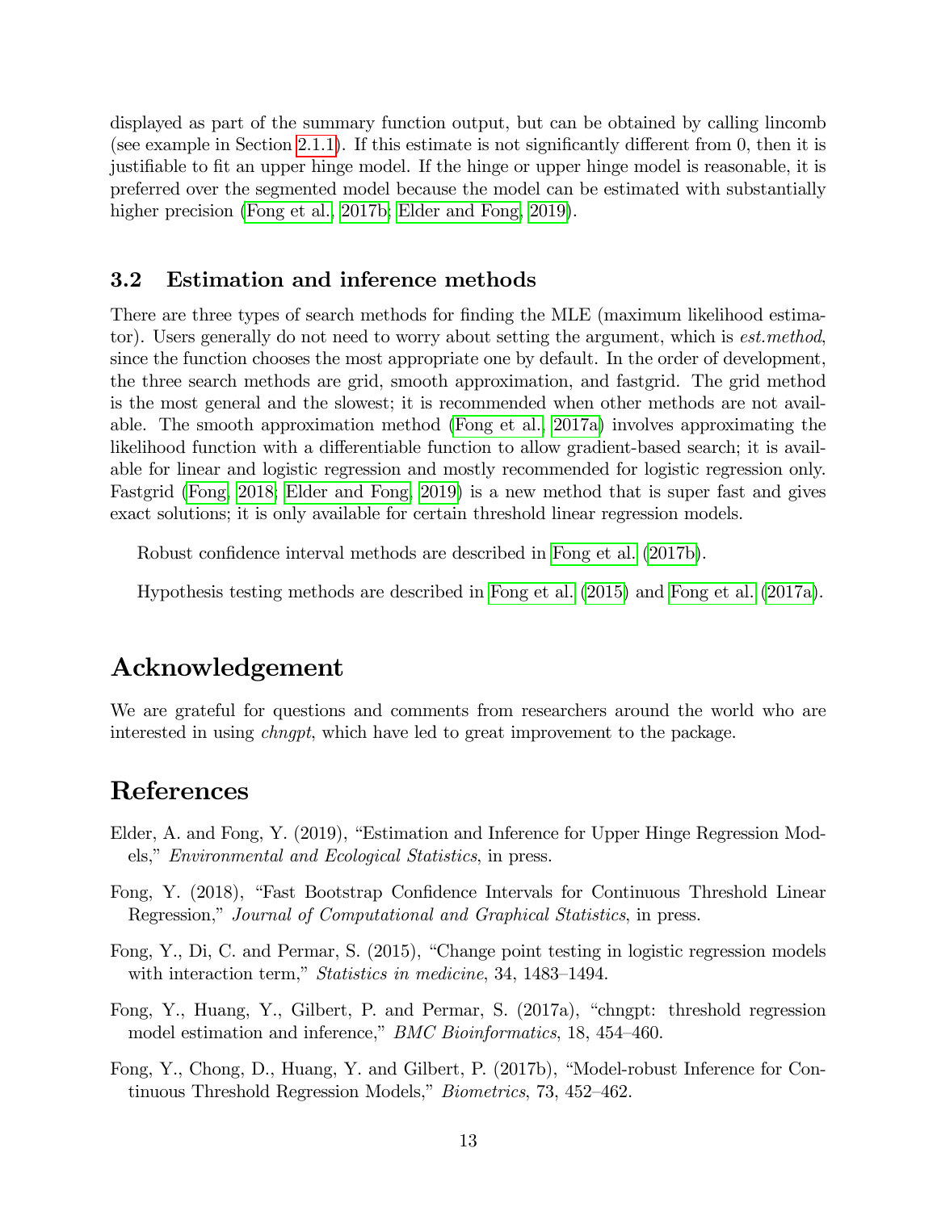displayed as part of the summary function output, but can be obtained by calling lincomb (see example in Section 2.1.1). If this estimate is not significantly different from 0, then it is justifiable to fit an upper hinge model. If the hinge or upper hinge model is reasonable, it is preferred over the segmented model because the model can be estimated with substantially higher precision (Fong et al., 2017b; Elder and Fong, 2019).

## 3.2 Estimation and inference methods

There are three types of search methods for finding the MLE (maximum likelihood estimator). Users generally do not need to worry about setting the argument, which is *est.method*, since the function chooses the most appropriate one by default. In the order of development, the three search methods are grid, smooth approximation, and fastgrid. The grid method is the most general and the slowest; it is recommended when other methods are not available. The smooth approximation method (Fong et al., 2017a) involves approximating the likelihood function with a differentiable function to allow gradient-based search; it is available for linear and logistic regression and mostly recommended for logistic regression only. Fastgrid (Fong, 2018; Elder and Fong, 2019) is a new method that is super fast and gives exact solutions; it is only available for certain threshold linear regression models.

Robust confidence interval methods are described in Fong et al. (2017b).

Hypothesis testing methods are described in Fong et al. (2015) and Fong et al. (2017a).

# Acknowledgement

We are grateful for questions and comments from researchers around the world who are interested in using *chngpt*, which have led to great improvement to the package.

# References

Elder, A. and Fong, Y. (2019), "Estimation and Inference for Upper Hinge Regression Models," *Environmental and Ecological Statistics*, in press.

Fong, Y. (2018), "Fast Bootstrap Confidence Intervals for Continuous Threshold Linear Regression," *Journal of Computational and Graphical Statistics*, in press.

Fong, Y., Di, C. and Permar, S. (2015), "Change point testing in logistic regression models with interaction term," *Statistics in medicine*, 34, 1483–1494.

Fong, Y., Huang, Y., Gilbert, P. and Permar, S. (2017a), "chngpt: threshold regression model estimation and inference," *BMC Bioinformatics*, 18, 454–460.

Fong, Y., Chong, D., Huang, Y. and Gilbert, P. (2017b), "Model-robust Inference for Continuous Threshold Regression Models," *Biometrics*, 73, 452–462.